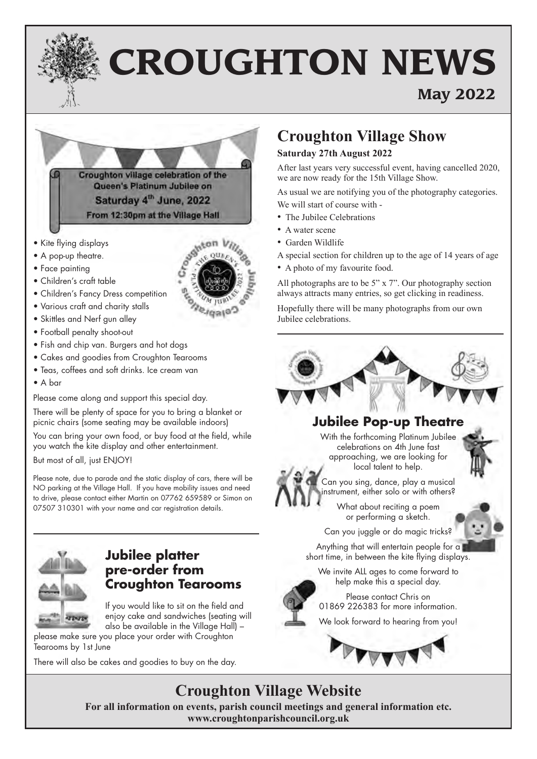# CROUGHTON NEWS

**May 2022**

**Croughton village celebration of the Queen's Platinum Jubilee on Saturday 4th June, 2022**

**From 12:30pm at the Village Hall**

- Kite flying displays
- A pop-up theatre.
- Face painting
- Children's craft table
- Children's Fancy Dress competition
- Various craft and charity stalls
- Skittles and Nerf gun alley
- Football penalty shoot-out
- Fish and chip van. Burgers and hot dogs
- Cakes and goodies from Croughton Tearooms
- Teas, coffees and soft drinks. Ice cream van
- A bar

Please come along and support this special day.

There will be plenty of space for you to bring a blanket or picnic chairs (some seating may be available indoors)

You can bring your own food, or buy food at the field, while you watch the kite display and other entertainment.

But most of all, just ENJOY!

Please note, due to parade and the static display of cars, there will be NO parking at the Village Hall. If you have mobility issues and need to drive, please contact either Martin on 07762 659589 or Simon on 07507 310301 with your name and car registration details.

## Jubilee platter pre-order from Croughton Tearooms

If you would like to sit on the field and enjoy cake and sandwiches (seating will also be available in the Village Hall) – please make sure you place your order with Croughton Tearooms by 1st June

There will also be cakes and goodies to buy on the day.

## Croughton Village Show

**Saturday 27th August 2022**

After last years very successful event, having cancelled 2020, we are now ready for the 15th Village Show.

As usual we are notifying you of the photography categories.

We will start of course with -

- The Jubilee Celebrations
- A water scene
- Garden Wildlife

A special section for children up to the age of 14 years of age

- A photo of my favourite food.

All photographs are to be 5" x 7". Our photography section always attracts many entries, so get clicking in readiness.

Hopefully there will be many photographs from our own Jubilee celebrations.

## Jubilee Pop-up Theatre

With the forthcoming Platinum Jubilee celebrations on 4th June fast approaching, we are looking for local talent to help.

Can you sing, dance, play a musical instrument, either solo or with others?

What about reciting a poem or performing a sketch.

Can you juggle or do magic tricks?

Anything that will entertain people for a short time, in between the kite flying displays.

We invite ALL ages to come forward to help make this a special day.

Please contact Chris on 01869 226383 for more information.

We look forward to hearing from you!

## Croughton Village Website

**For all information on events, parish council meetings and general information etc.**
**www.croughtonparishcouncil.org.uk**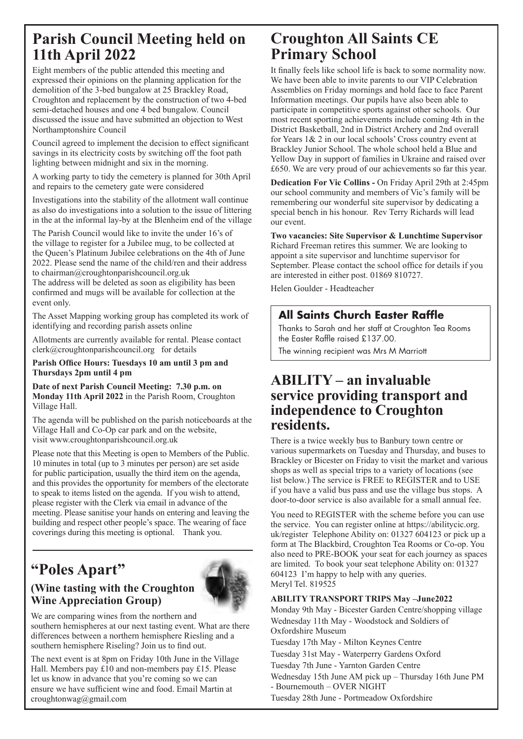## Parish Council Meeting held on 11th April 2022

Eight members of the public attended this meeting and expressed their opinions on the planning application for the demolition of the 3-bed bungalow at 25 Brackley Road, Croughton and replacement by the construction of two 4-bed semi-detached houses and one 4 bed bungalow. Council discussed the issue and have submitted an objection to West Northamptonshire Council

Council agreed to implement the decision to effect significant savings in its electricity costs by switching off the foot path lighting between midnight and six in the morning.

A working party to tidy the cemetery is planned for 30th April and repairs to the cemetery gate were considered

Investigations into the stability of the allotment wall continue as also do investigations into a solution to the issue of littering in the at the informal lay-by at the Blenheim end of the village

The Parish Council would like to invite the under 16's of the village to register for a Jubilee mug, to be collected at the Queen's Platinum Jubilee celebrations on the 4th of June 2022. Please send the name of the child/ren and their address to chairman@croughtonparishcouncil.org.uk
The address will be deleted as soon as eligibility has been confirmed and mugs will be available for collection at the event only.

The Asset Mapping working group has completed its work of identifying and recording parish assets online

Allotments are currently available for rental. Please contact clerk@croughtonparishcouncil.org for details

**Parish Office Hours: Tuesdays 10 am until 3 pm and Thursdays 2pm until 4 pm**

**Date of next Parish Council Meeting: 7.30 p.m. on Monday 11th April 2022** in the Parish Room, Croughton Village Hall.

The agenda will be published on the parish noticeboards at the Village Hall and Co-Op car park and on the website, visit www.croughtonparishcouncil.org.uk

Please note that this Meeting is open to Members of the Public. 10 minutes in total (up to 3 minutes per person) are set aside for public participation, usually the third item on the agenda, and this provides the opportunity for members of the electorate to speak to items listed on the agenda. If you wish to attend, please register with the Clerk via email in advance of the meeting. Please sanitise your hands on entering and leaving the building and respect other people's space. The wearing of face coverings during this meeting is optional. Thank you.

## "Poles Apart"

### (Wine tasting with the Croughton Wine Appreciation Group)

We are comparing wines from the northern and southern hemispheres at our next tasting event. What are there differences between a northern hemisphere Riesling and a southern hemisphere Riseling? Join us to find out.

The next event is at 8pm on Friday 10th June in the Village Hall. Members pay £10 and non-members pay £15. Please let us know in advance that you're coming so we can ensure we have sufficient wine and food. Email Martin at croughtonwag@gmail.com

## Croughton All Saints CE Primary School

It finally feels like school life is back to some normality now. We have been able to invite parents to our VIP Celebration Assemblies on Friday mornings and hold face to face Parent Information meetings. Our pupils have also been able to participate in competitive sports against other schools. Our most recent sporting achievements include coming 4th in the District Basketball, 2nd in District Archery and 2nd overall for Years 1& 2 in our local schools' Cross country event at Brackley Junior School. The whole school held a Blue and Yellow Day in support of families in Ukraine and raised over £650. We are very proud of our achievements so far this year.

**Dedication For Vic Collins -** On Friday April 29th at 2:45pm our school community and members of Vic's family will be remembering our wonderful site supervisor by dedicating a special bench in his honour. Rev Terry Richards will lead our event.

**Two vacancies: Site Supervisor & Lunchtime Supervisor**
Richard Freeman retires this summer. We are looking to appoint a site supervisor and lunchtime supervisor for September. Please contact the school office for details if you are interested in either post. 01869 810727.

Helen Goulder - Headteacher

### All Saints Church Easter Raffle

Thanks to Sarah and her staff at Croughton Tea Rooms the Easter Raffle raised £137.00.

The winning recipient was Mrs M Marriott

## ABILITY – an invaluable service providing transport and independence to Croughton residents.

There is a twice weekly bus to Banbury town centre or various supermarkets on Tuesday and Thursday, and buses to Brackley or Bicester on Friday to visit the market and various shops as well as special trips to a variety of locations (see list below.) The service is FREE to REGISTER and to USE if you have a valid bus pass and use the village bus stops. A door-to-door service is also available for a small annual fee.

You need to REGISTER with the scheme before you can use the service. You can register online at https://abilitycic.org.uk/register Telephone Ability on: 01327 604123 or pick up a form at The Blackbird, Croughton Tea Rooms or Co-op. You also need to PRE-BOOK your seat for each journey as spaces are limited. To book your seat telephone Ability on: 01327 604123 I'm happy to help with any queries.
Meryl Tel. 819525

**ABILITY TRANSPORT TRIPS May –June2022**

Monday 9th May - Bicester Garden Centre/shopping village
Wednesday 11th May - Woodstock and Soldiers of Oxfordshire Museum
Tuesday 17th May - Milton Keynes Centre
Tuesday 31st May - Waterperry Gardens Oxford
Tuesday 7th June - Yarnton Garden Centre
Wednesday 15th June AM pick up – Thursday 16th June PM - Bournemouth – OVER NIGHT
Tuesday 28th June - Portmeadow Oxfordshire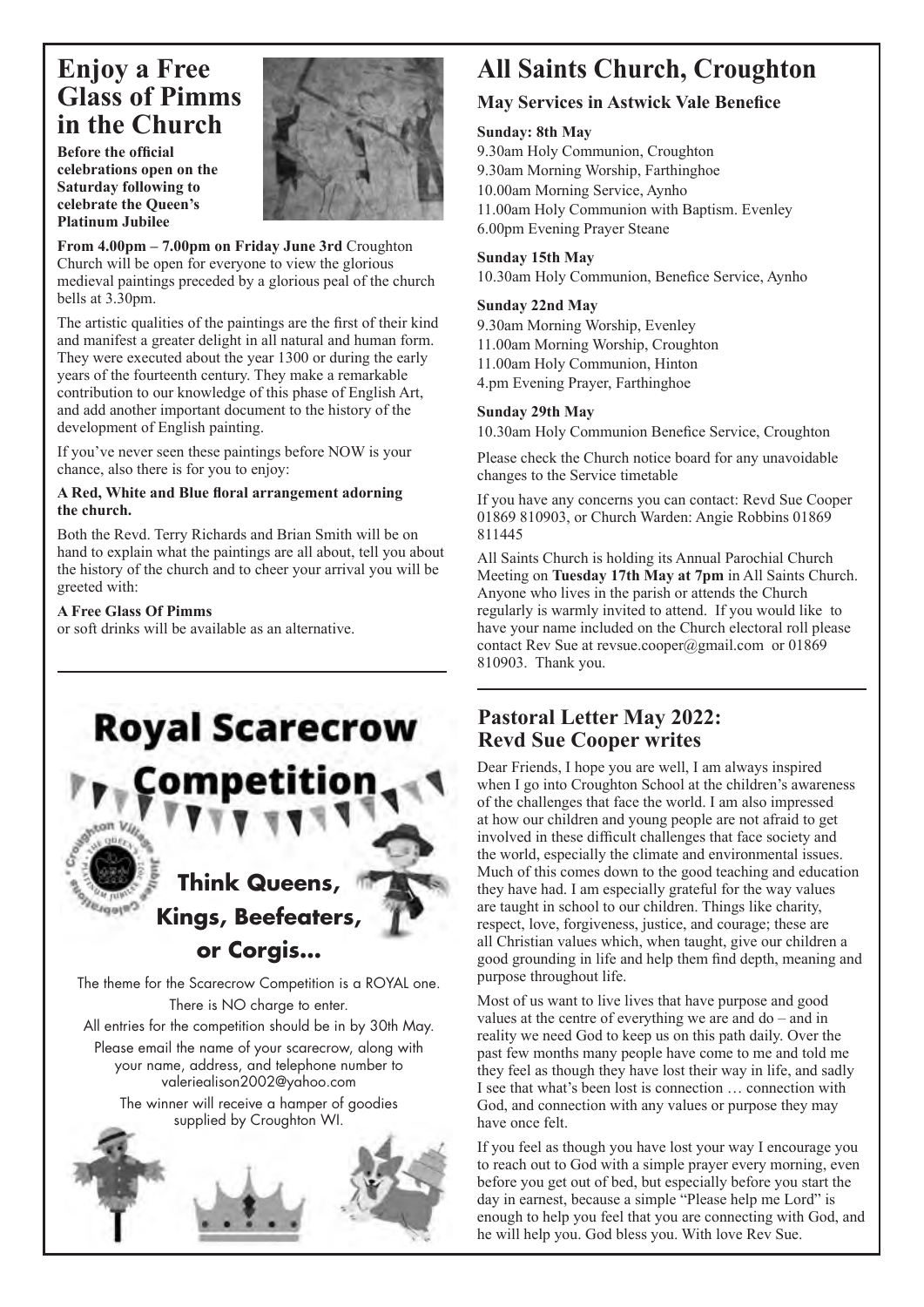# Enjoy a Free Glass of Pimms in the Church

**Before the official celebrations open on the Saturday following to celebrate the Queen's Platinum Jubilee**

**From 4.00pm – 7.00pm on Friday June 3rd** Croughton Church will be open for everyone to view the glorious medieval paintings preceded by a glorious peal of the church bells at 3.30pm.

The artistic qualities of the paintings are the first of their kind and manifest a greater delight in all natural and human form. They were executed about the year 1300 or during the early years of the fourteenth century. They make a remarkable contribution to our knowledge of this phase of English Art, and add another important document to the history of the development of English painting.

If you've never seen these paintings before NOW is your chance, also there is for you to enjoy:

**A Red, White and Blue floral arrangement adorning the church.**

Both the Revd. Terry Richards and Brian Smith will be on hand to explain what the paintings are all about, tell you about the history of the church and to cheer your arrival you will be greeted with:

**A Free Glass Of Pimms**
or soft drinks will be available as an alternative.

# Royal Scarecrow Competition

## Think Queens, Kings, Beefeaters, or Corgis...

The theme for the Scarecrow Competition is a ROYAL one.

There is NO charge to enter.

All entries for the competition should be in by 30th May.

Please email the name of your scarecrow, along with your name, address, and telephone number to valeriealison2002@yahoo.com

The winner will receive a hamper of goodies supplied by Croughton WI.

# All Saints Church, Croughton

### May Services in Astwick Vale Benefice

**Sunday: 8th May**
9.30am Holy Communion, Croughton
9.30am Morning Worship, Farthinghoe
10.00am Morning Service, Aynho
11.00am Holy Communion with Baptism. Evenley
6.00pm Evening Prayer Steane

**Sunday 15th May**
10.30am Holy Communion, Benefice Service, Aynho

**Sunday 22nd May**
9.30am Morning Worship, Evenley
11.00am Morning Worship, Croughton
11.00am Holy Communion, Hinton
4.pm Evening Prayer, Farthinghoe

**Sunday 29th May**
10.30am Holy Communion Benefice Service, Croughton

Please check the Church notice board for any unavoidable changes to the Service timetable

If you have any concerns you can contact: Revd Sue Cooper 01869 810903, or Church Warden: Angie Robbins 01869 811445

All Saints Church is holding its Annual Parochial Church Meeting on **Tuesday 17th May at 7pm** in All Saints Church. Anyone who lives in the parish or attends the Church regularly is warmly invited to attend. If you would like to have your name included on the Church electoral roll please contact Rev Sue at revsue.cooper@gmail.com or 01869 810903. Thank you.

## Pastoral Letter May 2022: Revd Sue Cooper writes

Dear Friends, I hope you are well, I am always inspired when I go into Croughton School at the children's awareness of the challenges that face the world. I am also impressed at how our children and young people are not afraid to get involved in these difficult challenges that face society and the world, especially the climate and environmental issues. Much of this comes down to the good teaching and education they have had. I am especially grateful for the way values are taught in school to our children. Things like charity, respect, love, forgiveness, justice, and courage; these are all Christian values which, when taught, give our children a good grounding in life and help them find depth, meaning and purpose throughout life.

Most of us want to live lives that have purpose and good values at the centre of everything we are and do – and in reality we need God to keep us on this path daily. Over the past few months many people have come to me and told me they feel as though they have lost their way in life, and sadly I see that what's been lost is connection … connection with God, and connection with any values or purpose they may have once felt.

If you feel as though you have lost your way I encourage you to reach out to God with a simple prayer every morning, even before you get out of bed, but especially before you start the day in earnest, because a simple "Please help me Lord" is enough to help you feel that you are connecting with God, and he will help you. God bless you. With love Rev Sue.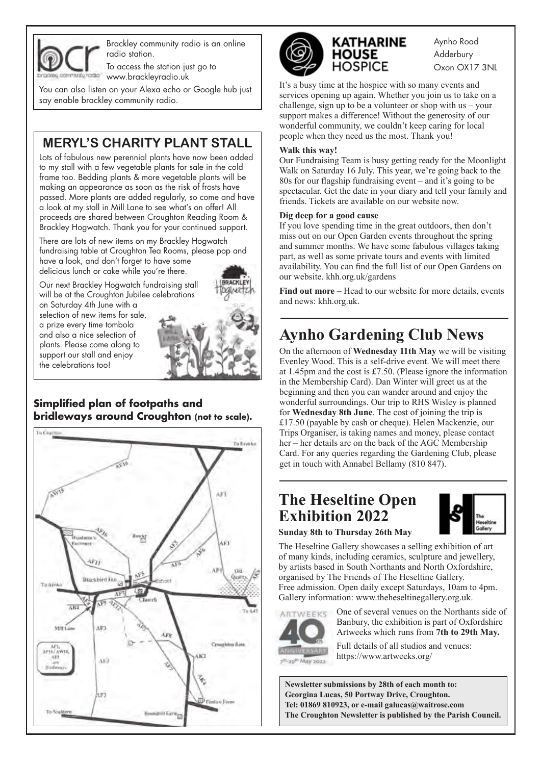Brackley community radio is an online radio station.

To access the station just go to www.brackleyradio.uk

You can also listen on your Alexa echo or Google hub just say enable brackley community radio.

## MERYL'S CHARITY PLANT STALL

Lots of fabulous new perennial plants have now been added to my stall with a few vegetable plants for sale in the cold frame too. Bedding plants & more vegetable plants will be making an appearance as soon as the risk of frosts have passed. More plants are added regularly, so come and have a look at my stall in Mill Lane to see what's on offer! All proceeds are shared between Croughton Reading Room & Brackley Hogwatch. Thank you for your continued support.

There are lots of new items on my Brackley Hogwatch fundraising table at Croughton Tea Rooms, please pop and have a look, and don't forget to have some delicious lunch or cake while you're there.

Our next Brackley Hogwatch fundraising stall will be at the Croughton Jubilee celebrations on Saturday 4th June with a selection of new items for sale, a prize every time tombola and also a nice selection of plants. Please come along to support our stall and enjoy the celebrations too!

### Simplified plan of footpaths and bridleways around Croughton (not to scale).

To Charlton
To Evenley
AF16
AW15
AF1
AF16
Woodman's Enclosure
Rowley
AF5
AF6
AF11
AF6
AF1
AF5
Old Quarry
To Aynho
Blackbird Inn
School
AF7
Church
A43
B4
AF4
AF9
AF12
To A43
Mill Lane
AF3
AF7
AF8
Croughton Base
AF1, AF16 / AW15, AF3 = Bridleways
AF3
AK2
AF7
AK4
AF3
Fimlaw Farm
To Souldern
Hoodhill Farm

## KATHARINE HOUSE HOSPICE

Aynho Road
Adderbury
Oxon OX17 3NL

It's a busy time at the hospice with so many events and services opening up again. Whether you join us to take on a challenge, sign up to be a volunteer or shop with us – your support makes a difference! Without the generosity of our wonderful community, we couldn't keep caring for local people when they need us the most. Thank you!

**Walk this way!**
Our Fundraising Team is busy getting ready for the Moonlight Walk on Saturday 16 July. This year, we're going back to the 80s for our flagship fundraising event – and it's going to be spectacular. Get the date in your diary and tell your family and friends. Tickets are available on our website now.

**Dig deep for a good cause**
If you love spending time in the great outdoors, then don't miss out on our Open Garden events throughout the spring and summer months. We have some fabulous villages taking part, as well as some private tours and events with limited availability. You can find the full list of our Open Gardens on our website. khh.org.uk/gardens

**Find out more –** Head to our website for more details, events and news: khh.org.uk.

# Aynho Gardening Club News

On the afternoon of **Wednesday 11th May** we will be visiting Evenley Wood. This is a self-drive event. We will meet there at 1.45pm and the cost is £7.50. (Please ignore the information in the Membership Card). Dan Winter will greet us at the beginning and then you can wander around and enjoy the wonderful surroundings. Our trip to RHS Wisley is planned for **Wednesday 8th June**. The cost of joining the trip is £17.50 (payable by cash or cheque). Helen Mackenzie, our Trips Organiser, is taking names and money, please contact her – her details are on the back of the AGC Membership Card. For any queries regarding the Gardening Club, please get in touch with Annabel Bellamy (810 847).

# The Heseltine Open Exhibition 2022

**Sunday 8th to Thursday 26th May**

The Heseltine Gallery showcases a selling exhibition of art of many kinds, including ceramics, sculpture and jewellery, by artists based in South Northants and North Oxfordshire, organised by The Friends of The Heseltine Gallery. Free admission. Open daily except Saturdays, 10am to 4pm. Gallery information: www.theheseltinegallery.org.uk.

One of several venues on the Northants side of Banbury, the exhibition is part of Oxfordshire Artweeks which runs from **7th to 29th May.**

Full details of all studios and venues: https://www.artweeks.org/

**Newsletter submissions by 28th of each month to:**
**Georgina Lucas, 50 Portway Drive, Croughton.**
**Tel: 01869 810923, or e-mail galucas@waitrose.com**
**The Croughton Newsletter is published by the Parish Council.**